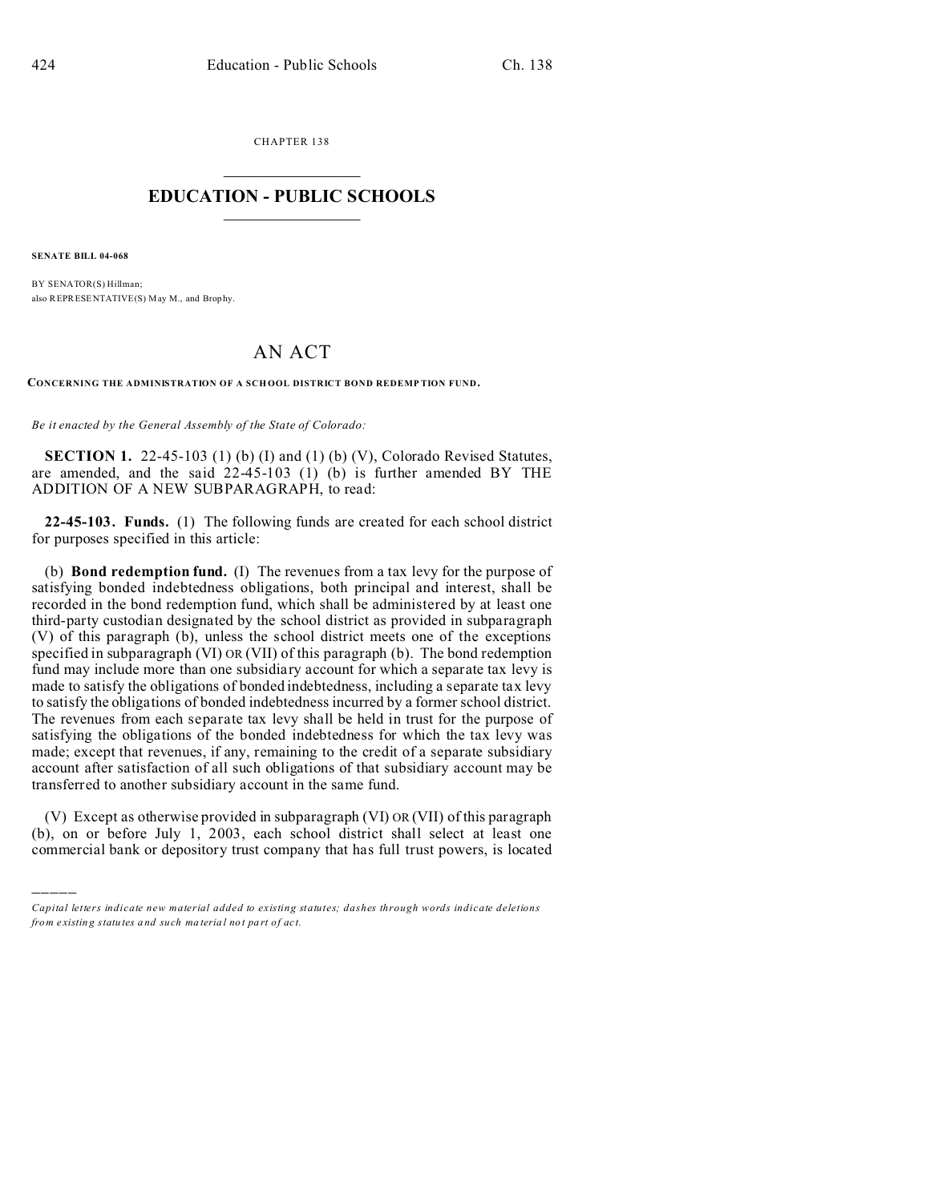CHAPTER 138

# EDUCATION - PUBLIC SCHOOLS

**SENATE BILL 04-068**

BY SENATOR(S) Hillman;
also REPRESENTATIVE(S) May M., and Brophy.

# AN ACT

**CONCERNING THE ADMINISTRATION OF A SCHOOL DISTRICT BOND REDEMPTION FUND.**

*Be it enacted by the General Assembly of the State of Colorado:*

**SECTION 1.** 22-45-103 (1) (b) (I) and (1) (b) (V), Colorado Revised Statutes, are amended, and the said 22-45-103 (1) (b) is further amended BY THE ADDITION OF A NEW SUBPARAGRAPH, to read:

**22-45-103. Funds.** (1) The following funds are created for each school district for purposes specified in this article:

(b) **Bond redemption fund.** (I) The revenues from a tax levy for the purpose of satisfying bonded indebtedness obligations, both principal and interest, shall be recorded in the bond redemption fund, which shall be administered by at least one third-party custodian designated by the school district as provided in subparagraph (V) of this paragraph (b), unless the school district meets one of the exceptions specified in subparagraph (VI) OR (VII) of this paragraph (b). The bond redemption fund may include more than one subsidiary account for which a separate tax levy is made to satisfy the obligations of bonded indebtedness, including a separate tax levy to satisfy the obligations of bonded indebtedness incurred by a former school district. The revenues from each separate tax levy shall be held in trust for the purpose of satisfying the obligations of the bonded indebtedness for which the tax levy was made; except that revenues, if any, remaining to the credit of a separate subsidiary account after satisfaction of all such obligations of that subsidiary account may be transferred to another subsidiary account in the same fund.

(V) Except as otherwise provided in subparagraph (VI) OR (VII) of this paragraph (b), on or before July 1, 2003, each school district shall select at least one commercial bank or depository trust company that has full trust powers, is located

*Capital letters indicate new material added to existing statutes; dashes through words indicate deletions from existing statutes and such material not part of act.*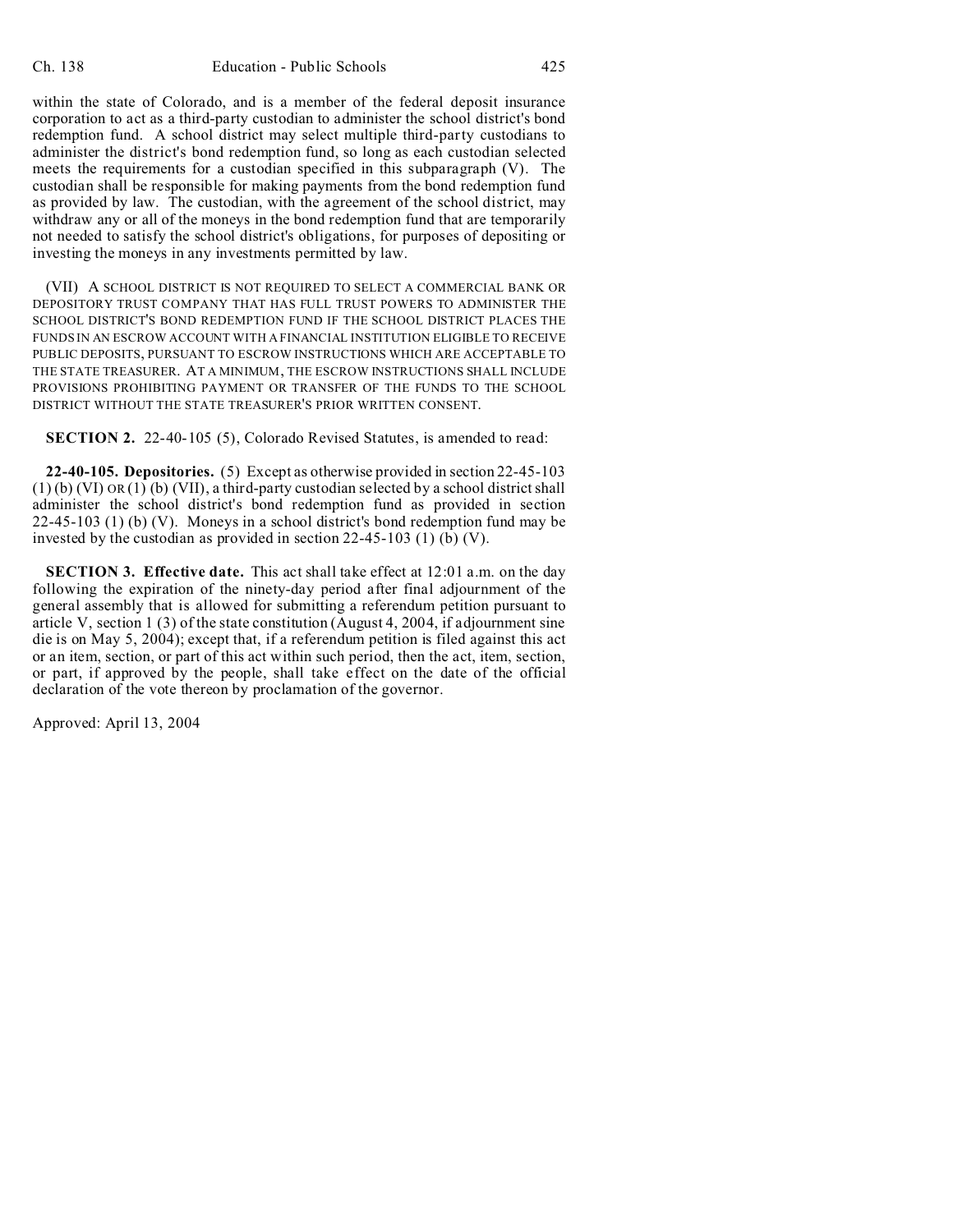within the state of Colorado, and is a member of the federal deposit insurance corporation to act as a third-party custodian to administer the school district's bond redemption fund. A school district may select multiple third-party custodians to administer the district's bond redemption fund, so long as each custodian selected meets the requirements for a custodian specified in this subparagraph (V). The custodian shall be responsible for making payments from the bond redemption fund as provided by law. The custodian, with the agreement of the school district, may withdraw any or all of the moneys in the bond redemption fund that are temporarily not needed to satisfy the school district's obligations, for purposes of depositing or investing the moneys in any investments permitted by law.

(VII) A SCHOOL DISTRICT IS NOT REQUIRED TO SELECT A COMMERCIAL BANK OR DEPOSITORY TRUST COMPANY THAT HAS FULL TRUST POWERS TO ADMINISTER THE SCHOOL DISTRICT'S BOND REDEMPTION FUND IF THE SCHOOL DISTRICT PLACES THE FUNDS IN AN ESCROW ACCOUNT WITH A FINANCIAL INSTITUTION ELIGIBLE TO RECEIVE PUBLIC DEPOSITS, PURSUANT TO ESCROW INSTRUCTIONS WHICH ARE ACCEPTABLE TO THE STATE TREASURER. AT A MINIMUM, THE ESCROW INSTRUCTIONS SHALL INCLUDE PROVISIONS PROHIBITING PAYMENT OR TRANSFER OF THE FUNDS TO THE SCHOOL DISTRICT WITHOUT THE STATE TREASURER'S PRIOR WRITTEN CONSENT.

**SECTION 2.** 22-40-105 (5), Colorado Revised Statutes, is amended to read:

**22-40-105. Depositories.** (5) Except as otherwise provided in section 22-45-103 (1) (b) (VI) OR (1) (b) (VII), a third-party custodian selected by a school district shall administer the school district's bond redemption fund as provided in section 22-45-103 (1) (b) (V). Moneys in a school district's bond redemption fund may be invested by the custodian as provided in section 22-45-103 (1) (b) (V).

**SECTION 3. Effective date.** This act shall take effect at 12:01 a.m. on the day following the expiration of the ninety-day period after final adjournment of the general assembly that is allowed for submitting a referendum petition pursuant to article V, section 1 (3) of the state constitution (August 4, 2004, if adjournment sine die is on May 5, 2004); except that, if a referendum petition is filed against this act or an item, section, or part of this act within such period, then the act, item, section, or part, if approved by the people, shall take effect on the date of the official declaration of the vote thereon by proclamation of the governor.

Approved: April 13, 2004